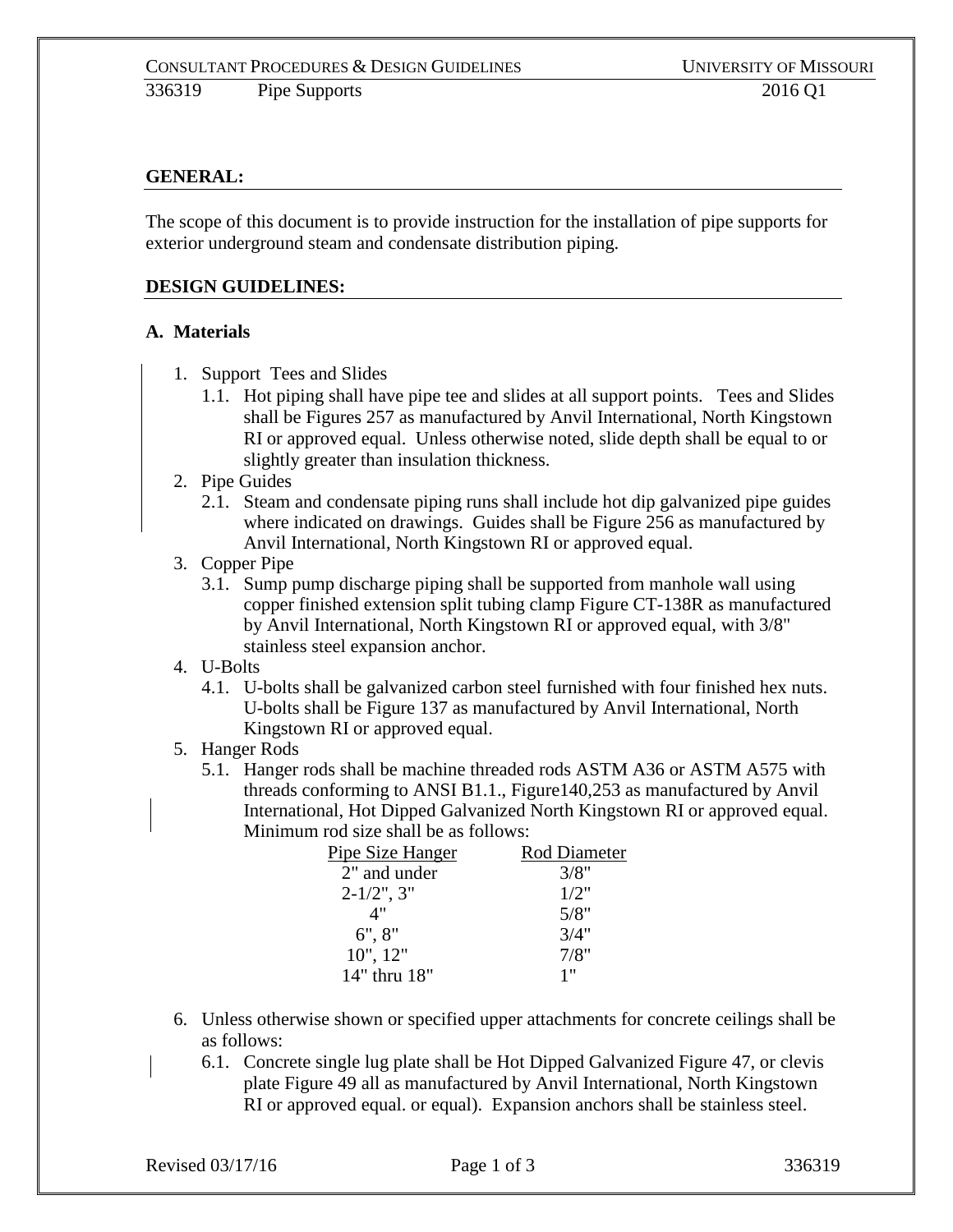## GENERAL:

The scope of this document is to provide instruction for the installation of pipe supports for exterior underground steam and condensate distribution piping.

## DESIGN GUIDELINES:

### A. Materials

1. Support Tees and Slides
   1.1. Hot piping shall have pipe tee and slides at all support points. Tees and Slides shall be Figures 257 as manufactured by Anvil International, North Kingstown RI or approved equal. Unless otherwise noted, slide depth shall be equal to or slightly greater than insulation thickness.
2. Pipe Guides
   2.1. Steam and condensate piping runs shall include hot dip galvanized pipe guides where indicated on drawings. Guides shall be Figure 256 as manufactured by Anvil International, North Kingstown RI or approved equal.
3. Copper Pipe
   3.1. Sump pump discharge piping shall be supported from manhole wall using copper finished extension split tubing clamp Figure CT-138R as manufactured by Anvil International, North Kingstown RI or approved equal, with 3/8" stainless steel expansion anchor.
4. U-Bolts
   4.1. U-bolts shall be galvanized carbon steel furnished with four finished hex nuts. U-bolts shall be Figure 137 as manufactured by Anvil International, North Kingstown RI or approved equal.
5. Hanger Rods
   5.1. Hanger rods shall be machine threaded rods ASTM A36 or ASTM A575 with threads conforming to ANSI B1.1., Figure140,253 as manufactured by Anvil International, Hot Dipped Galvanized North Kingstown RI or approved equal. Minimum rod size shall be as follows:

| Pipe Size Hanger | Rod Diameter |
|---|---|
| 2" and under | 3/8" |
| 2-1/2", 3" | 1/2" |
| 4" | 5/8" |
| 6", 8" | 3/4" |
| 10", 12" | 7/8" |
| 14" thru 18" | 1" |

6. Unless otherwise shown or specified upper attachments for concrete ceilings shall be as follows:
   6.1. Concrete single lug plate shall be Hot Dipped Galvanized Figure 47, or clevis plate Figure 49 all as manufactured by Anvil International, North Kingstown RI or approved equal. or equal). Expansion anchors shall be stainless steel.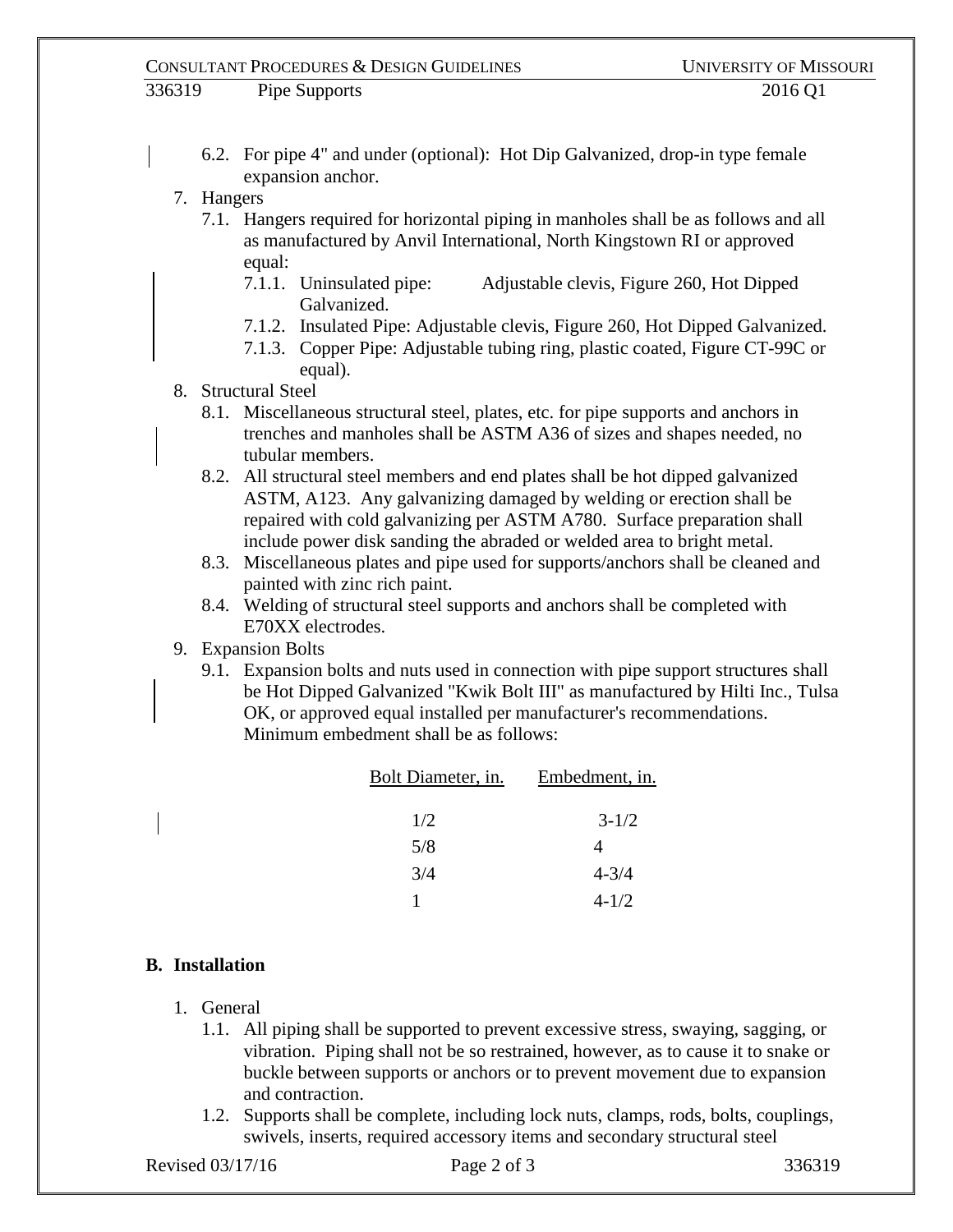6.2. For pipe 4" and under (optional): Hot Dip Galvanized, drop-in type female expansion anchor.

7. Hangers
   7.1. Hangers required for horizontal piping in manholes shall be as follows and all as manufactured by Anvil International, North Kingstown RI or approved equal:
      7.1.1. Uninsulated pipe: Adjustable clevis, Figure 260, Hot Dipped Galvanized.
      7.1.2. Insulated Pipe: Adjustable clevis, Figure 260, Hot Dipped Galvanized.
      7.1.3. Copper Pipe: Adjustable tubing ring, plastic coated, Figure CT-99C or equal).

8. Structural Steel
   8.1. Miscellaneous structural steel, plates, etc. for pipe supports and anchors in trenches and manholes shall be ASTM A36 of sizes and shapes needed, no tubular members.
   8.2. All structural steel members and end plates shall be hot dipped galvanized ASTM, A123. Any galvanizing damaged by welding or erection shall be repaired with cold galvanizing per ASTM A780. Surface preparation shall include power disk sanding the abraded or welded area to bright metal.
   8.3. Miscellaneous plates and pipe used for supports/anchors shall be cleaned and painted with zinc rich paint.
   8.4. Welding of structural steel supports and anchors shall be completed with E70XX electrodes.

9. Expansion Bolts
   9.1. Expansion bolts and nuts used in connection with pipe support structures shall be Hot Dipped Galvanized "Kwik Bolt III" as manufactured by Hilti Inc., Tulsa OK, or approved equal installed per manufacturer's recommendations. Minimum embedment shall be as follows:

| Bolt Diameter, in. | Embedment, in. |
|---|---|
| 1/2 | 3-1/2 |
| 5/8 | 4 |
| 3/4 | 4-3/4 |
| 1 | 4-1/2 |

## B. Installation

1. General
   1.1. All piping shall be supported to prevent excessive stress, swaying, sagging, or vibration. Piping shall not be so restrained, however, as to cause it to snake or buckle between supports or anchors or to prevent movement due to expansion and contraction.
   1.2. Supports shall be complete, including lock nuts, clamps, rods, bolts, couplings, swivels, inserts, required accessory items and secondary structural steel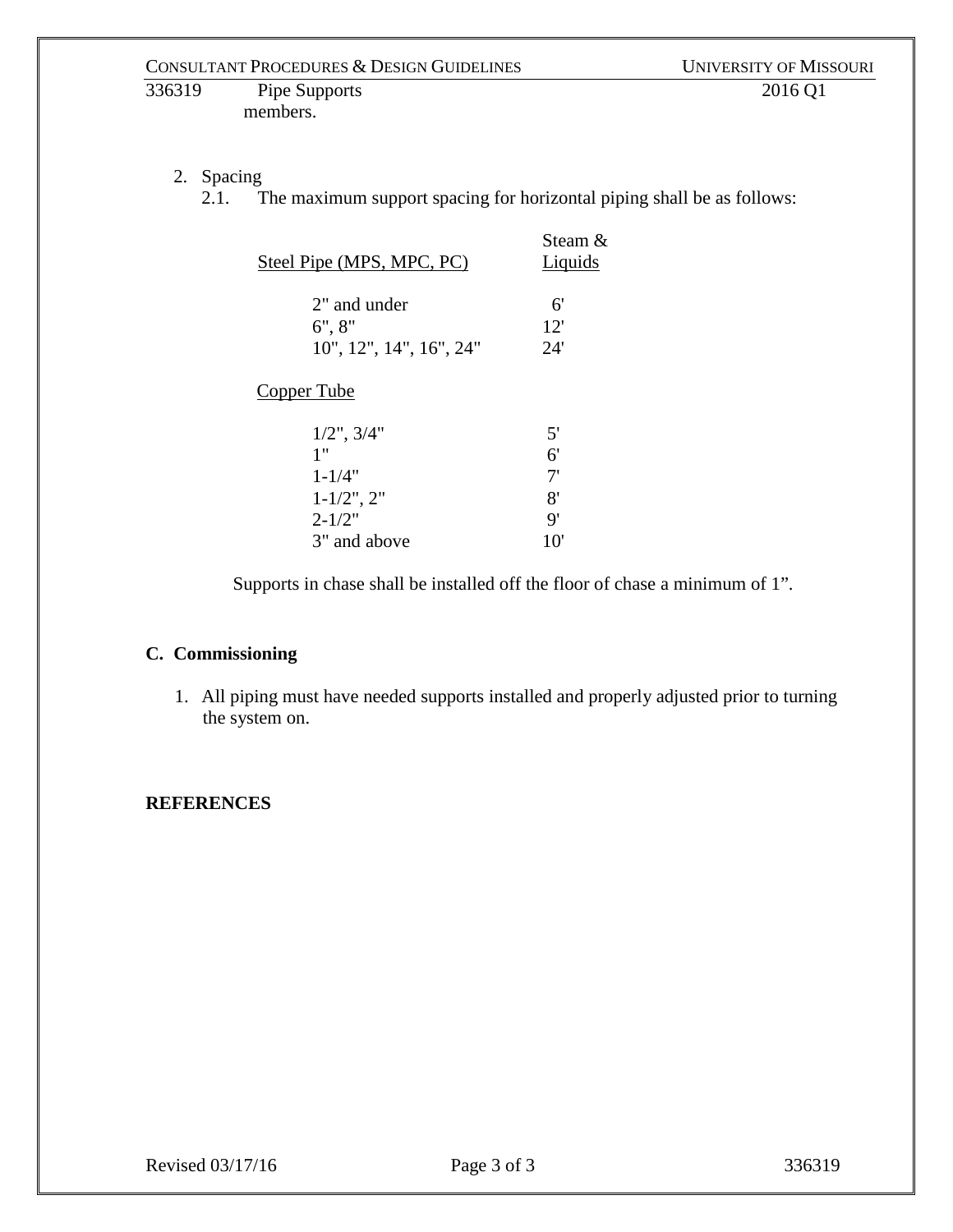members.

2. Spacing
   2.1. The maximum support spacing for horizontal piping shall be as follows:

| Steel Pipe (MPS, MPC, PC) | Steam & Liquids |
|---|---|
| 2" and under | 6' |
| 6", 8" | 12' |
| 10", 12", 14", 16", 24" | 24' |
| **Copper Tube** | |
| 1/2", 3/4" | 5' |
| 1" | 6' |
| 1-1/4" | 7' |
| 1-1/2", 2" | 8' |
| 2-1/2" | 9' |
| 3" and above | 10' |

Supports in chase shall be installed off the floor of chase a minimum of 1".

## C. Commissioning

1. All piping must have needed supports installed and properly adjusted prior to turning the system on.

## REFERENCES